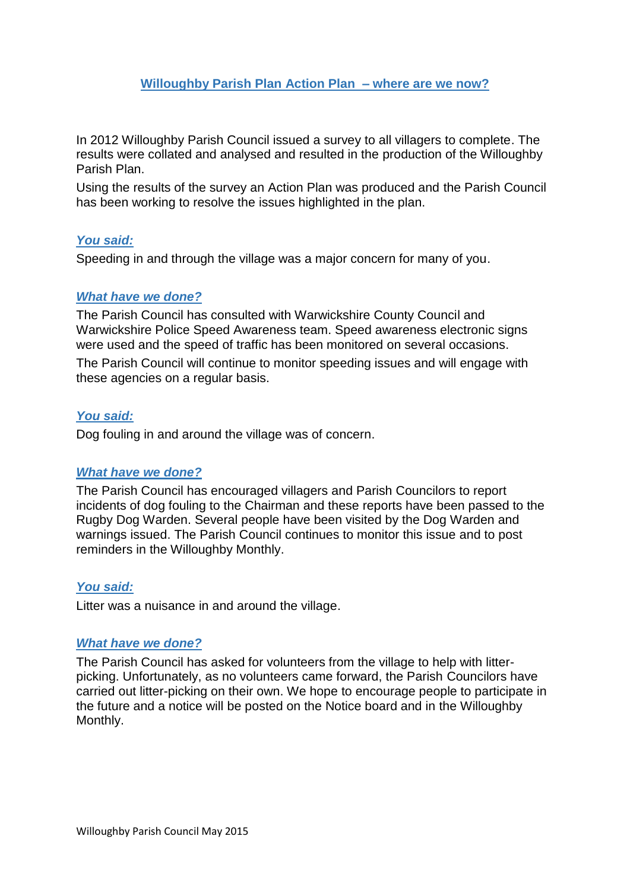# Willoughby Parish Plan Action Plan – where are we now?

In 2012 Willoughby Parish Council issued a survey to all villagers to complete. The results were collated and analysed and resulted in the production of the Willoughby Parish Plan.

Using the results of the survey an Action Plan was produced and the Parish Council has been working to resolve the issues highlighted in the plan.

### *You said:*

Speeding in and through the village was a major concern for many of you.

### *What have we done?*

The Parish Council has consulted with Warwickshire County Council and Warwickshire Police Speed Awareness team. Speed awareness electronic signs were used and the speed of traffic has been monitored on several occasions.

The Parish Council will continue to monitor speeding issues and will engage with these agencies on a regular basis.

### *You said:*

Dog fouling in and around the village was of concern.

### *What have we done?*

The Parish Council has encouraged villagers and Parish Councilors to report incidents of dog fouling to the Chairman and these reports have been passed to the Rugby Dog Warden. Several people have been visited by the Dog Warden and warnings issued. The Parish Council continues to monitor this issue and to post reminders in the Willoughby Monthly.

### *You said:*

Litter was a nuisance in and around the village.

### *What have we done?*

The Parish Council has asked for volunteers from the village to help with litter-picking. Unfortunately, as no volunteers came forward, the Parish Councilors have carried out litter-picking on their own. We hope to encourage people to participate in the future and a notice will be posted on the Notice board and in the Willoughby Monthly.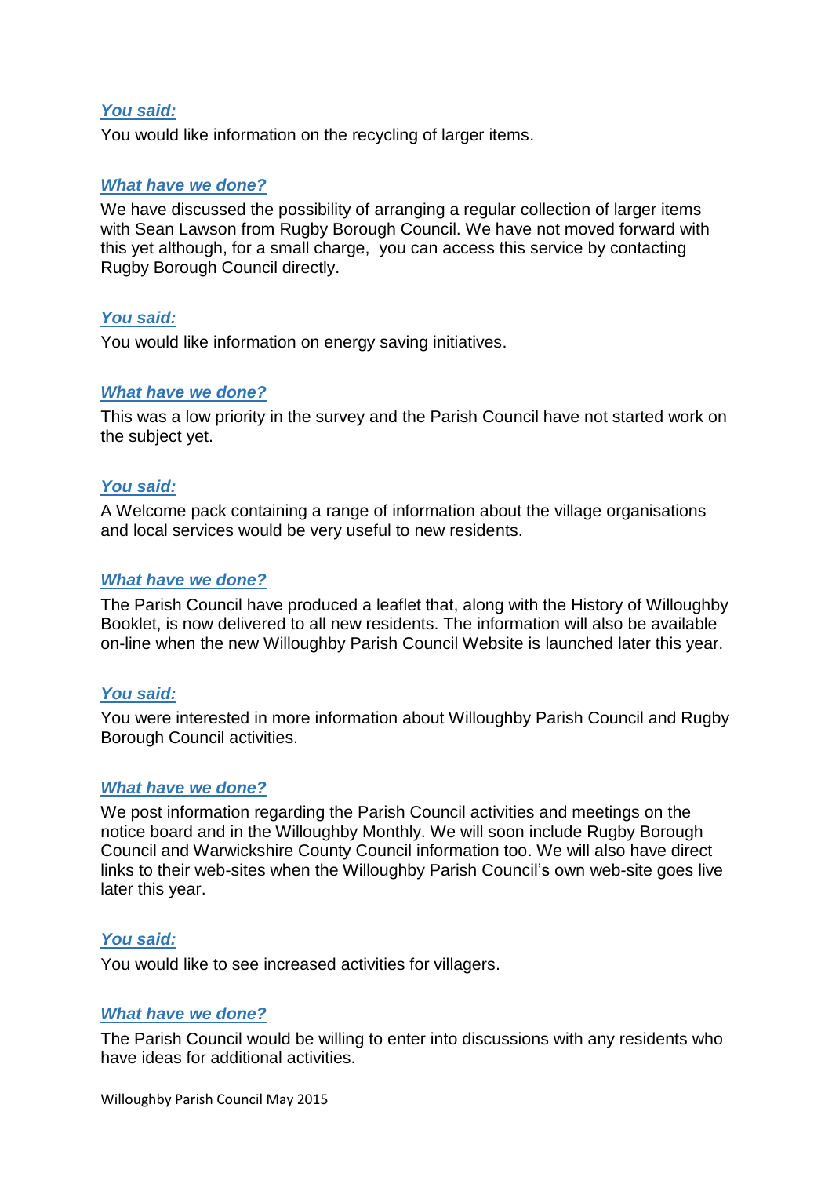***You said:***

You would like information on the recycling of larger items.

***What have we done?***

We have discussed the possibility of arranging a regular collection of larger items with Sean Lawson from Rugby Borough Council. We have not moved forward with this yet although, for a small charge, you can access this service by contacting Rugby Borough Council directly.

***You said:***

You would like information on energy saving initiatives.

***What have we done?***

This was a low priority in the survey and the Parish Council have not started work on the subject yet.

***You said:***

A Welcome pack containing a range of information about the village organisations and local services would be very useful to new residents.

***What have we done?***

The Parish Council have produced a leaflet that, along with the History of Willoughby Booklet, is now delivered to all new residents. The information will also be available on-line when the new Willoughby Parish Council Website is launched later this year.

***You said:***

You were interested in more information about Willoughby Parish Council and Rugby Borough Council activities.

***What have we done?***

We post information regarding the Parish Council activities and meetings on the notice board and in the Willoughby Monthly. We will soon include Rugby Borough Council and Warwickshire County Council information too. We will also have direct links to their web-sites when the Willoughby Parish Council's own web-site goes live later this year.

***You said:***

You would like to see increased activities for villagers.

***What have we done?***

The Parish Council would be willing to enter into discussions with any residents who have ideas for additional activities.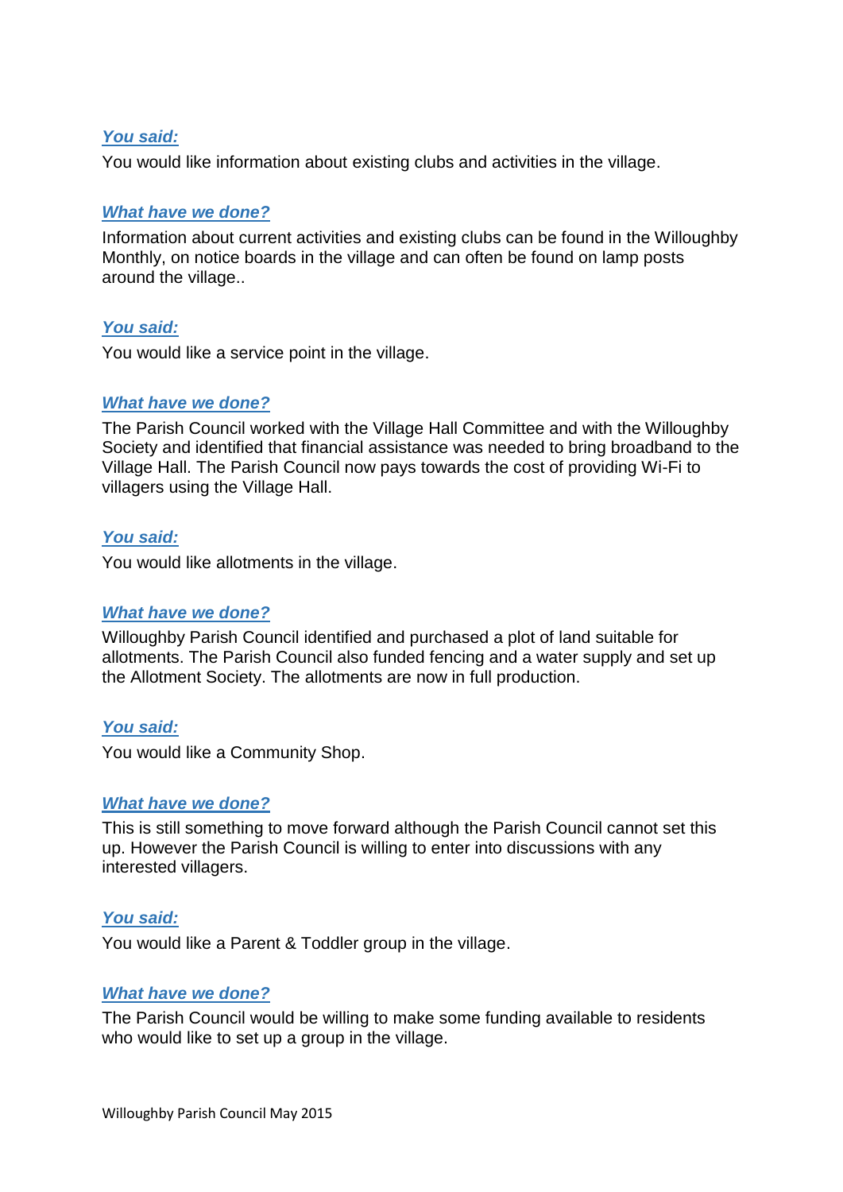***You said:***

You would like information about existing clubs and activities in the village.

***What have we done?***

Information about current activities and existing clubs can be found in the Willoughby Monthly, on notice boards in the village and can often be found on lamp posts around the village..

***You said:***

You would like a service point in the village.

***What have we done?***

The Parish Council worked with the Village Hall Committee and with the Willoughby Society and identified that financial assistance was needed to bring broadband to the Village Hall. The Parish Council now pays towards the cost of providing Wi-Fi to villagers using the Village Hall.

***You said:***

You would like allotments in the village.

***What have we done?***

Willoughby Parish Council identified and purchased a plot of land suitable for allotments. The Parish Council also funded fencing and a water supply and set up the Allotment Society. The allotments are now in full production.

***You said:***

You would like a Community Shop.

***What have we done?***

This is still something to move forward although the Parish Council cannot set this up. However the Parish Council is willing to enter into discussions with any interested villagers.

***You said:***

You would like a Parent & Toddler group in the village.

***What have we done?***

The Parish Council would be willing to make some funding available to residents who would like to set up a group in the village.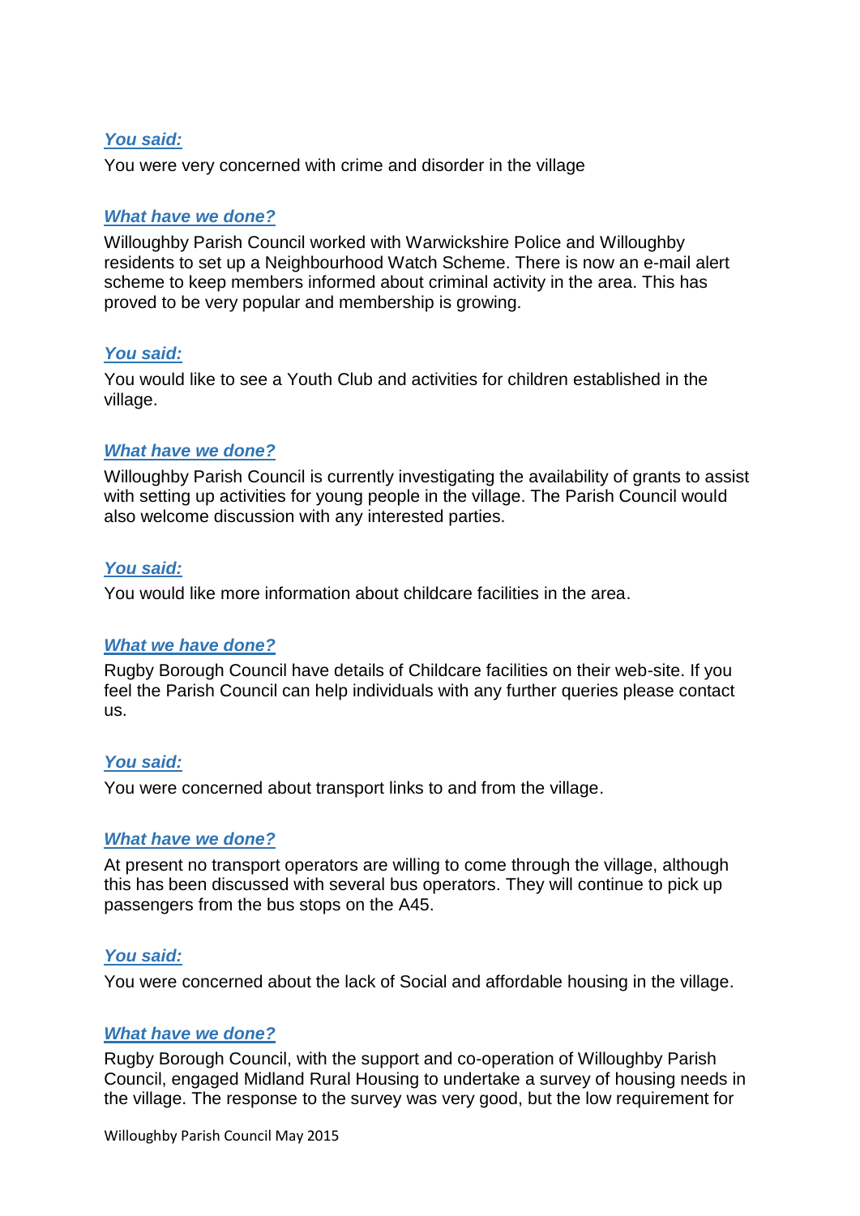***You said:***

You were very concerned with crime and disorder in the village

***What have we done?***

Willoughby Parish Council worked with Warwickshire Police and Willoughby residents to set up a Neighbourhood Watch Scheme. There is now an e-mail alert scheme to keep members informed about criminal activity in the area. This has proved to be very popular and membership is growing.

***You said:***

You would like to see a Youth Club and activities for children established in the village.

***What have we done?***

Willoughby Parish Council is currently investigating the availability of grants to assist with setting up activities for young people in the village. The Parish Council would also welcome discussion with any interested parties.

***You said:***

You would like more information about childcare facilities in the area.

***What we have done?***

Rugby Borough Council have details of Childcare facilities on their web-site. If you feel the Parish Council can help individuals with any further queries please contact us.

***You said:***

You were concerned about transport links to and from the village.

***What have we done?***

At present no transport operators are willing to come through the village, although this has been discussed with several bus operators. They will continue to pick up passengers from the bus stops on the A45.

***You said:***

You were concerned about the lack of Social and affordable housing in the village.

***What have we done?***

Rugby Borough Council, with the support and co-operation of Willoughby Parish Council, engaged Midland Rural Housing to undertake a survey of housing needs in the village. The response to the survey was very good, but the low requirement for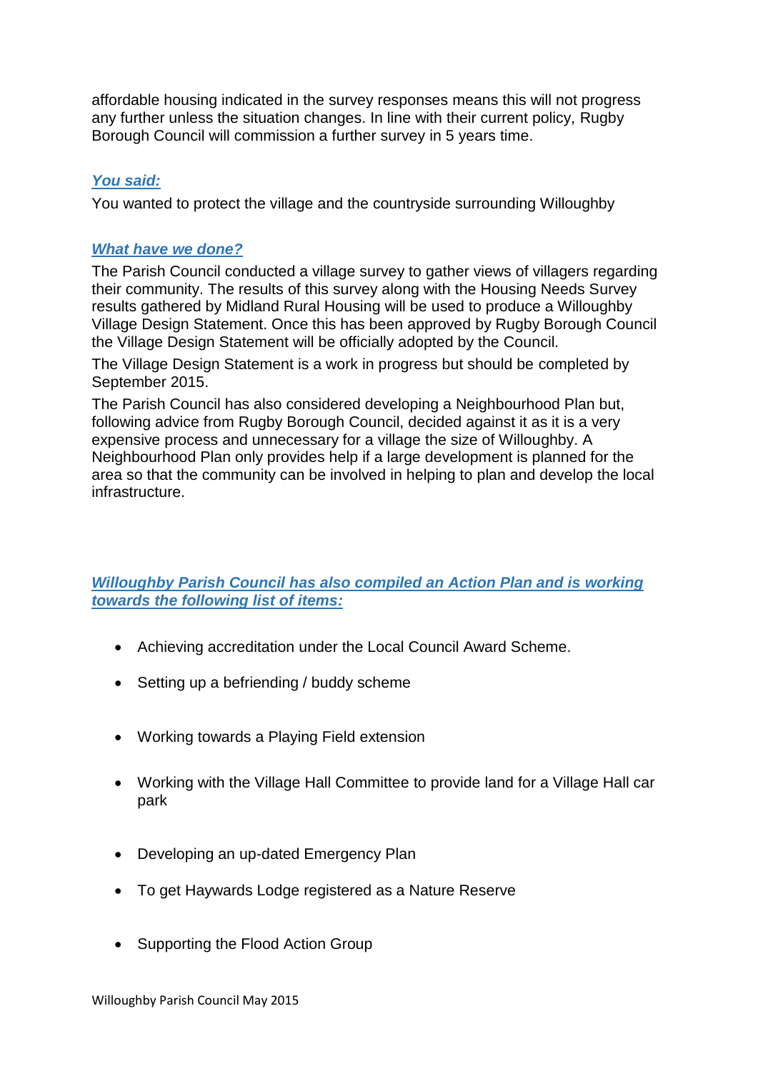affordable housing indicated in the survey responses means this will not progress any further unless the situation changes. In line with their current policy, Rugby Borough Council will commission a further survey in 5 years time.

***You said:***

You wanted to protect the village and the countryside surrounding Willoughby

***What have we done?***

The Parish Council conducted a village survey to gather views of villagers regarding their community. The results of this survey along with the Housing Needs Survey results gathered by Midland Rural Housing will be used to produce a Willoughby Village Design Statement. Once this has been approved by Rugby Borough Council the Village Design Statement will be officially adopted by the Council.

The Village Design Statement is a work in progress but should be completed by September 2015.

The Parish Council has also considered developing a Neighbourhood Plan but, following advice from Rugby Borough Council, decided against it as it is a very expensive process and unnecessary for a village the size of Willoughby. A Neighbourhood Plan only provides help if a large development is planned for the area so that the community can be involved in helping to plan and develop the local infrastructure.

***Willoughby Parish Council has also compiled an Action Plan and is working towards the following list of items:***

- Achieving accreditation under the Local Council Award Scheme.
- Setting up a befriending / buddy scheme
- Working towards a Playing Field extension
- Working with the Village Hall Committee to provide land for a Village Hall car park
- Developing an up-dated Emergency Plan
- To get Haywards Lodge registered as a Nature Reserve
- Supporting the Flood Action Group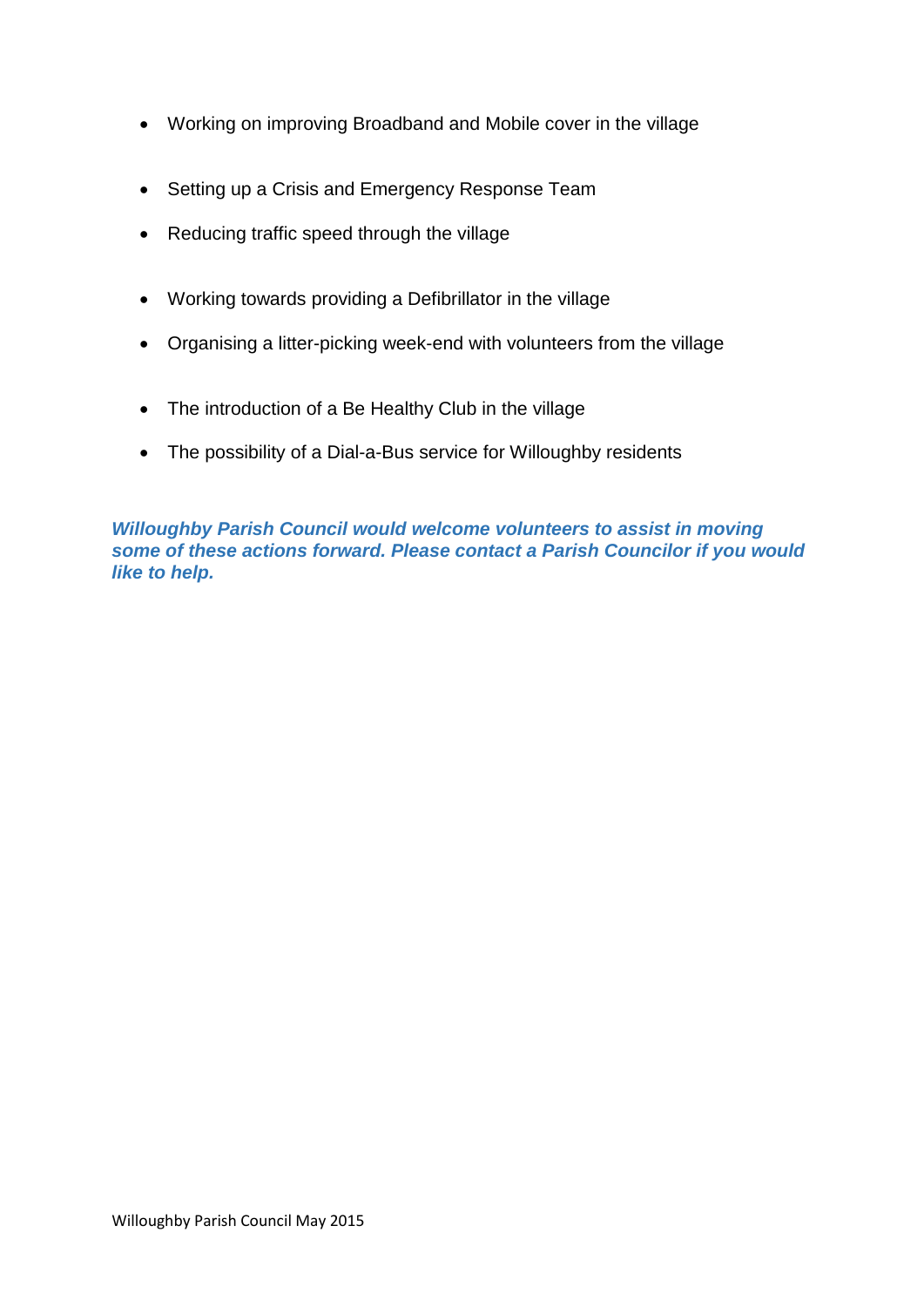- Working on improving Broadband and Mobile cover in the village
- Setting up a Crisis and Emergency Response Team
- Reducing traffic speed through the village
- Working towards providing a Defibrillator in the village
- Organising a litter-picking week-end with volunteers from the village
- The introduction of a Be Healthy Club in the village
- The possibility of a Dial-a-Bus service for Willoughby residents

***Willoughby Parish Council would welcome volunteers to assist in moving some of these actions forward. Please contact a Parish Councilor if you would like to help.***